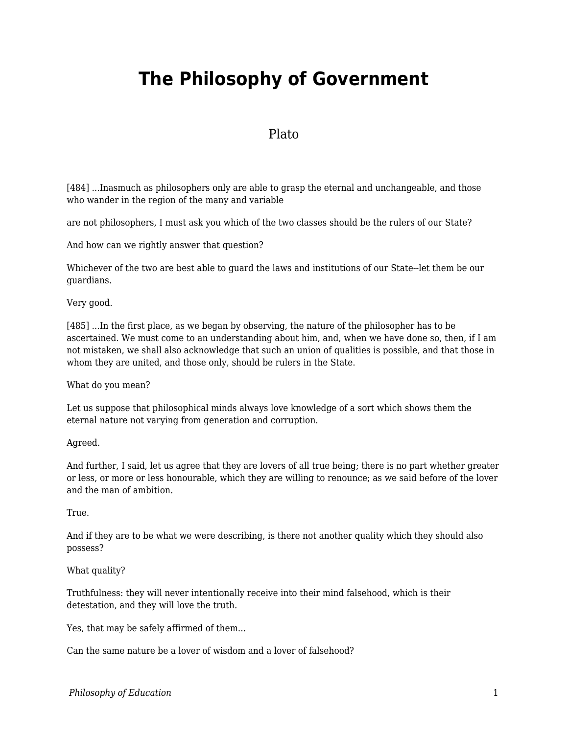# The Philosophy of Government

Plato

[484] ...Inasmuch as philosophers only are able to grasp the eternal and unchangeable, and those who wander in the region of the many and variable

are not philosophers, I must ask you which of the two classes should be the rulers of our State?

And how can we rightly answer that question?

Whichever of the two are best able to guard the laws and institutions of our State--let them be our guardians.

Very good.

[485] ...In the first place, as we began by observing, the nature of the philosopher has to be ascertained. We must come to an understanding about him, and, when we have done so, then, if I am not mistaken, we shall also acknowledge that such an union of qualities is possible, and that those in whom they are united, and those only, should be rulers in the State.

What do you mean?

Let us suppose that philosophical minds always love knowledge of a sort which shows them the eternal nature not varying from generation and corruption.

Agreed.

And further, I said, let us agree that they are lovers of all true being; there is no part whether greater or less, or more or less honourable, which they are willing to renounce; as we said before of the lover and the man of ambition.

True.

And if they are to be what we were describing, is there not another quality which they should also possess?

What quality?

Truthfulness: they will never intentionally receive into their mind falsehood, which is their detestation, and they will love the truth.

Yes, that may be safely affirmed of them...

Can the same nature be a lover of wisdom and a lover of falsehood?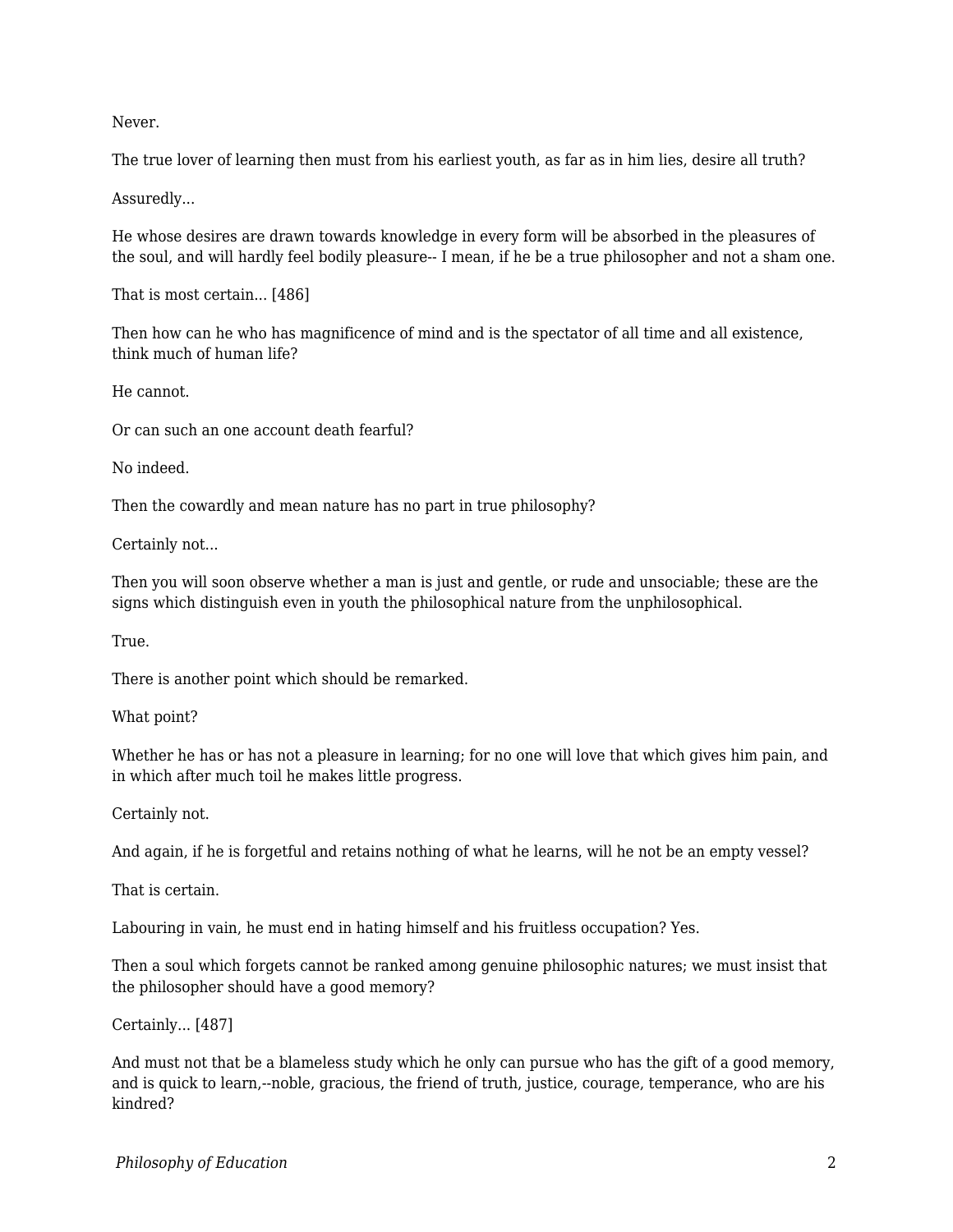Never.

The true lover of learning then must from his earliest youth, as far as in him lies, desire all truth?

Assuredly...

He whose desires are drawn towards knowledge in every form will be absorbed in the pleasures of the soul, and will hardly feel bodily pleasure-- I mean, if he be a true philosopher and not a sham one.

That is most certain... [486]

Then how can he who has magnificence of mind and is the spectator of all time and all existence, think much of human life?

He cannot.

Or can such an one account death fearful?

No indeed.

Then the cowardly and mean nature has no part in true philosophy?

Certainly not...

Then you will soon observe whether a man is just and gentle, or rude and unsociable; these are the signs which distinguish even in youth the philosophical nature from the unphilosophical.

True.

There is another point which should be remarked.

What point?

Whether he has or has not a pleasure in learning; for no one will love that which gives him pain, and in which after much toil he makes little progress.

Certainly not.

And again, if he is forgetful and retains nothing of what he learns, will he not be an empty vessel?

That is certain.

Labouring in vain, he must end in hating himself and his fruitless occupation? Yes.

Then a soul which forgets cannot be ranked among genuine philosophic natures; we must insist that the philosopher should have a good memory?

Certainly... [487]

And must not that be a blameless study which he only can pursue who has the gift of a good memory, and is quick to learn,--noble, gracious, the friend of truth, justice, courage, temperance, who are his kindred?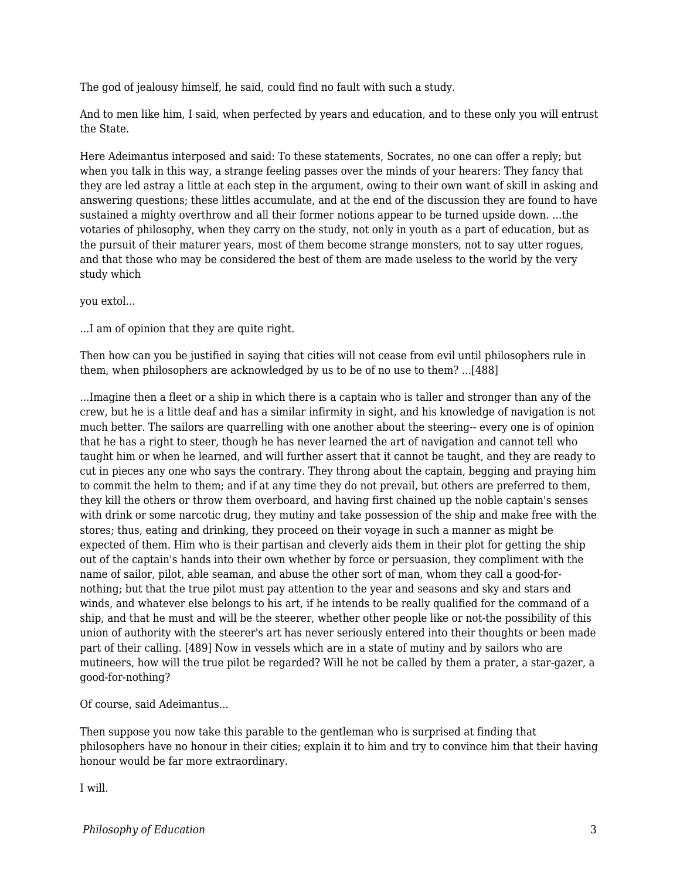The god of jealousy himself, he said, could find no fault with such a study.

And to men like him, I said, when perfected by years and education, and to these only you will entrust the State.

Here Adeimantus interposed and said: To these statements, Socrates, no one can offer a reply; but when you talk in this way, a strange feeling passes over the minds of your hearers: They fancy that they are led astray a little at each step in the argument, owing to their own want of skill in asking and answering questions; these littles accumulate, and at the end of the discussion they are found to have sustained a mighty overthrow and all their former notions appear to be turned upside down. ...the votaries of philosophy, when they carry on the study, not only in youth as a part of education, but as the pursuit of their maturer years, most of them become strange monsters, not to say utter rogues, and that those who may be considered the best of them are made useless to the world by the very study which

you extol...

...I am of opinion that they are quite right.

Then how can you be justified in saying that cities will not cease from evil until philosophers rule in them, when philosophers are acknowledged by us to be of no use to them? ...[488]

...Imagine then a fleet or a ship in which there is a captain who is taller and stronger than any of the crew, but he is a little deaf and has a similar infirmity in sight, and his knowledge of navigation is not much better. The sailors are quarrelling with one another about the steering-- every one is of opinion that he has a right to steer, though he has never learned the art of navigation and cannot tell who taught him or when he learned, and will further assert that it cannot be taught, and they are ready to cut in pieces any one who says the contrary. They throng about the captain, begging and praying him to commit the helm to them; and if at any time they do not prevail, but others are preferred to them, they kill the others or throw them overboard, and having first chained up the noble captain's senses with drink or some narcotic drug, they mutiny and take possession of the ship and make free with the stores; thus, eating and drinking, they proceed on their voyage in such a manner as might be expected of them. Him who is their partisan and cleverly aids them in their plot for getting the ship out of the captain's hands into their own whether by force or persuasion, they compliment with the name of sailor, pilot, able seaman, and abuse the other sort of man, whom they call a good-for-nothing; but that the true pilot must pay attention to the year and seasons and sky and stars and winds, and whatever else belongs to his art, if he intends to be really qualified for the command of a ship, and that he must and will be the steerer, whether other people like or not-the possibility of this union of authority with the steerer's art has never seriously entered into their thoughts or been made part of their calling. [489] Now in vessels which are in a state of mutiny and by sailors who are mutineers, how will the true pilot be regarded? Will he not be called by them a prater, a star-gazer, a good-for-nothing?

Of course, said Adeimantus...

Then suppose you now take this parable to the gentleman who is surprised at finding that philosophers have no honour in their cities; explain it to him and try to convince him that their having honour would be far more extraordinary.

I will.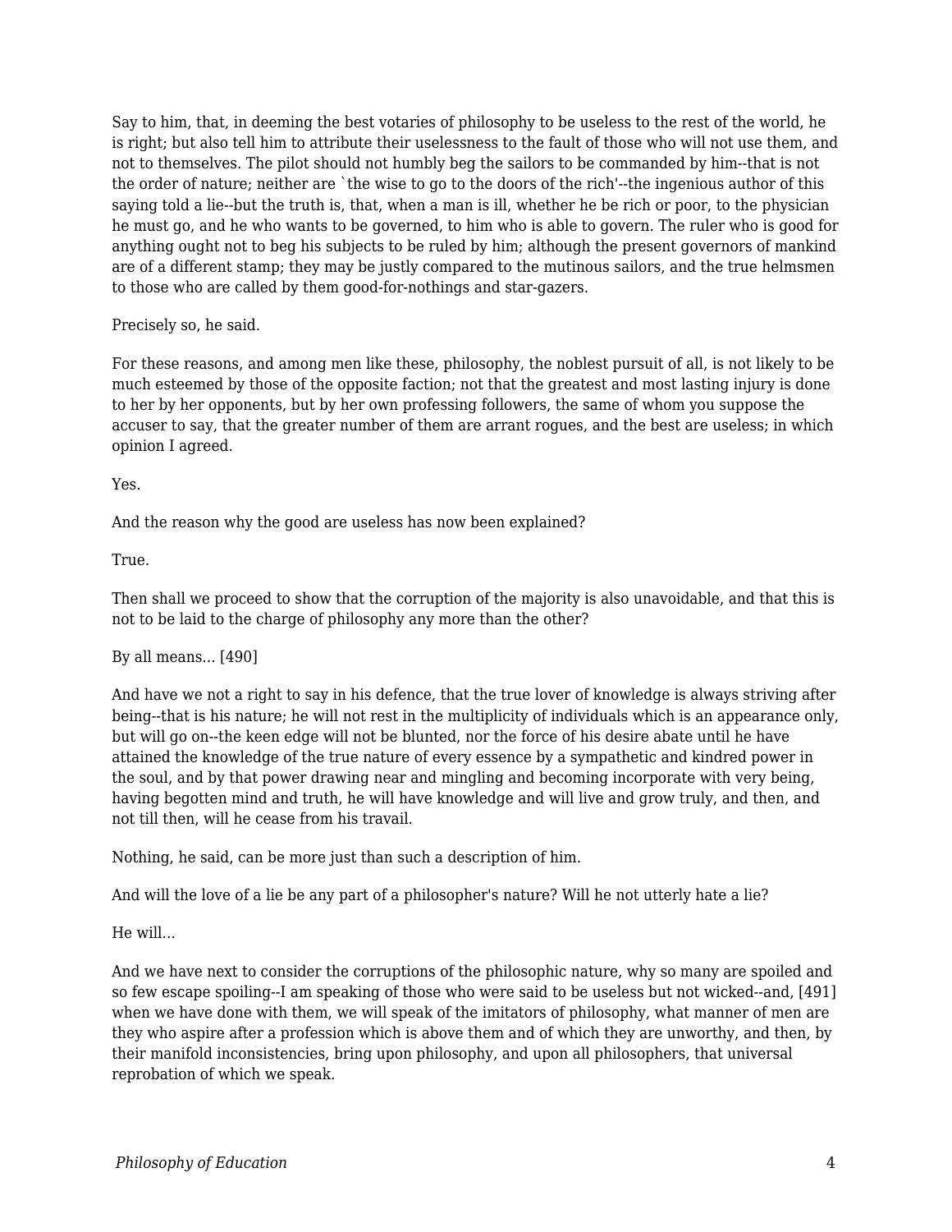Say to him, that, in deeming the best votaries of philosophy to be useless to the rest of the world, he is right; but also tell him to attribute their uselessness to the fault of those who will not use them, and not to themselves. The pilot should not humbly beg the sailors to be commanded by him--that is not the order of nature; neither are `the wise to go to the doors of the rich'--the ingenious author of this saying told a lie--but the truth is, that, when a man is ill, whether he be rich or poor, to the physician he must go, and he who wants to be governed, to him who is able to govern. The ruler who is good for anything ought not to beg his subjects to be ruled by him; although the present governors of mankind are of a different stamp; they may be justly compared to the mutinous sailors, and the true helmsmen to those who are called by them good-for-nothings and star-gazers.

Precisely so, he said.

For these reasons, and among men like these, philosophy, the noblest pursuit of all, is not likely to be much esteemed by those of the opposite faction; not that the greatest and most lasting injury is done to her by her opponents, but by her own professing followers, the same of whom you suppose the accuser to say, that the greater number of them are arrant rogues, and the best are useless; in which opinion I agreed.

Yes.

And the reason why the good are useless has now been explained?

True.

Then shall we proceed to show that the corruption of the majority is also unavoidable, and that this is not to be laid to the charge of philosophy any more than the other?

By all means... [490]

And have we not a right to say in his defence, that the true lover of knowledge is always striving after being--that is his nature; he will not rest in the multiplicity of individuals which is an appearance only, but will go on--the keen edge will not be blunted, nor the force of his desire abate until he have attained the knowledge of the true nature of every essence by a sympathetic and kindred power in the soul, and by that power drawing near and mingling and becoming incorporate with very being, having begotten mind and truth, he will have knowledge and will live and grow truly, and then, and not till then, will he cease from his travail.

Nothing, he said, can be more just than such a description of him.

And will the love of a lie be any part of a philosopher's nature? Will he not utterly hate a lie?

He will...

And we have next to consider the corruptions of the philosophic nature, why so many are spoiled and so few escape spoiling--I am speaking of those who were said to be useless but not wicked--and, [491] when we have done with them, we will speak of the imitators of philosophy, what manner of men are they who aspire after a profession which is above them and of which they are unworthy, and then, by their manifold inconsistencies, bring upon philosophy, and upon all philosophers, that universal reprobation of which we speak.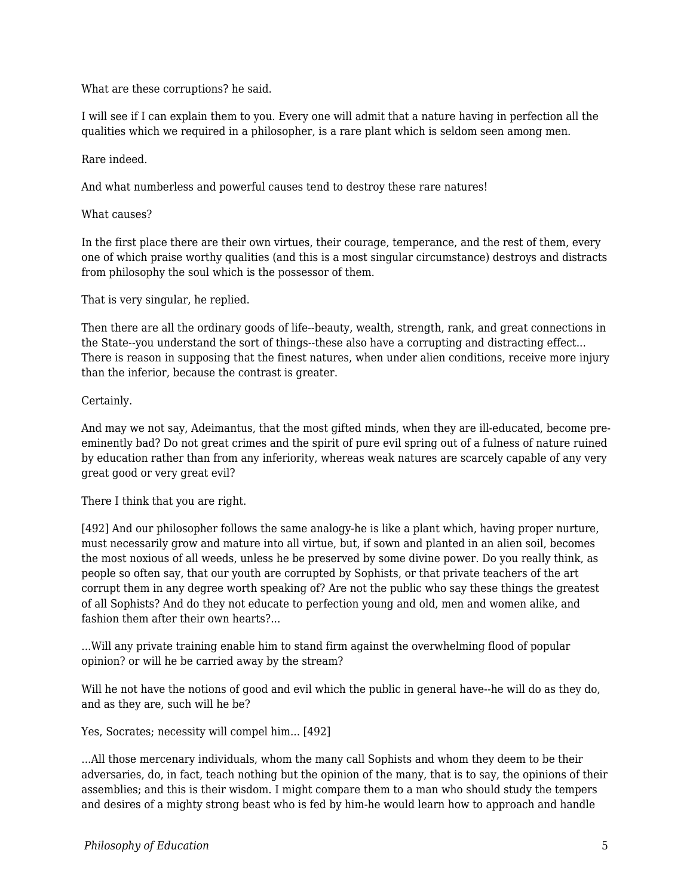What are these corruptions? he said.

I will see if I can explain them to you. Every one will admit that a nature having in perfection all the qualities which we required in a philosopher, is a rare plant which is seldom seen among men.

Rare indeed.

And what numberless and powerful causes tend to destroy these rare natures!

What causes?

In the first place there are their own virtues, their courage, temperance, and the rest of them, every one of which praise worthy qualities (and this is a most singular circumstance) destroys and distracts from philosophy the soul which is the possessor of them.

That is very singular, he replied.

Then there are all the ordinary goods of life--beauty, wealth, strength, rank, and great connections in the State--you understand the sort of things--these also have a corrupting and distracting effect... There is reason in supposing that the finest natures, when under alien conditions, receive more injury than the inferior, because the contrast is greater.

Certainly.

And may we not say, Adeimantus, that the most gifted minds, when they are ill-educated, become pre-eminently bad? Do not great crimes and the spirit of pure evil spring out of a fulness of nature ruined by education rather than from any inferiority, whereas weak natures are scarcely capable of any very great good or very great evil?

There I think that you are right.

[492] And our philosopher follows the same analogy-he is like a plant which, having proper nurture, must necessarily grow and mature into all virtue, but, if sown and planted in an alien soil, becomes the most noxious of all weeds, unless he be preserved by some divine power. Do you really think, as people so often say, that our youth are corrupted by Sophists, or that private teachers of the art corrupt them in any degree worth speaking of? Are not the public who say these things the greatest of all Sophists? And do they not educate to perfection young and old, men and women alike, and fashion them after their own hearts?...

...Will any private training enable him to stand firm against the overwhelming flood of popular opinion? or will he be carried away by the stream?

Will he not have the notions of good and evil which the public in general have--he will do as they do, and as they are, such will he be?

Yes, Socrates; necessity will compel him... [492]

...All those mercenary individuals, whom the many call Sophists and whom they deem to be their adversaries, do, in fact, teach nothing but the opinion of the many, that is to say, the opinions of their assemblies; and this is their wisdom. I might compare them to a man who should study the tempers and desires of a mighty strong beast who is fed by him-he would learn how to approach and handle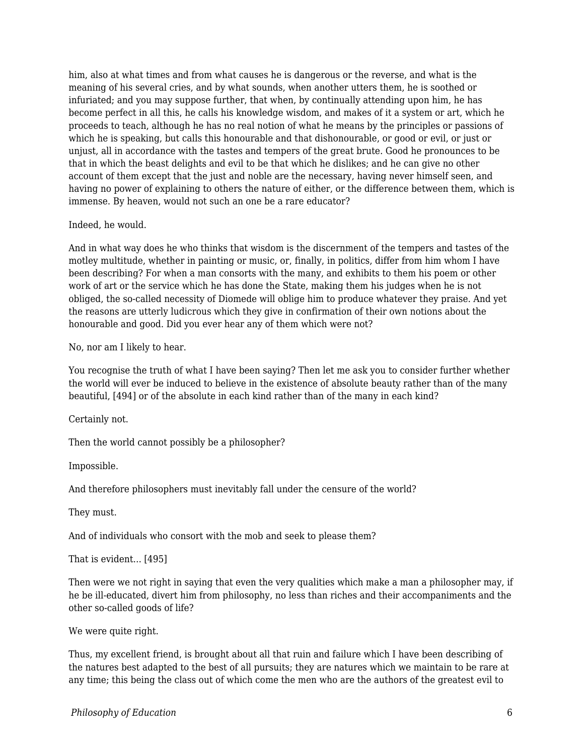him, also at what times and from what causes he is dangerous or the reverse, and what is the meaning of his several cries, and by what sounds, when another utters them, he is soothed or infuriated; and you may suppose further, that when, by continually attending upon him, he has become perfect in all this, he calls his knowledge wisdom, and makes of it a system or art, which he proceeds to teach, although he has no real notion of what he means by the principles or passions of which he is speaking, but calls this honourable and that dishonourable, or good or evil, or just or unjust, all in accordance with the tastes and tempers of the great brute. Good he pronounces to be that in which the beast delights and evil to be that which he dislikes; and he can give no other account of them except that the just and noble are the necessary, having never himself seen, and having no power of explaining to others the nature of either, or the difference between them, which is immense. By heaven, would not such an one be a rare educator?

Indeed, he would.

And in what way does he who thinks that wisdom is the discernment of the tempers and tastes of the motley multitude, whether in painting or music, or, finally, in politics, differ from him whom I have been describing? For when a man consorts with the many, and exhibits to them his poem or other work of art or the service which he has done the State, making them his judges when he is not obliged, the so-called necessity of Diomede will oblige him to produce whatever they praise. And yet the reasons are utterly ludicrous which they give in confirmation of their own notions about the honourable and good. Did you ever hear any of them which were not?

No, nor am I likely to hear.

You recognise the truth of what I have been saying? Then let me ask you to consider further whether the world will ever be induced to believe in the existence of absolute beauty rather than of the many beautiful, [494] or of the absolute in each kind rather than of the many in each kind?

Certainly not.

Then the world cannot possibly be a philosopher?

Impossible.

And therefore philosophers must inevitably fall under the censure of the world?

They must.

And of individuals who consort with the mob and seek to please them?

That is evident... [495]

Then were we not right in saying that even the very qualities which make a man a philosopher may, if he be ill-educated, divert him from philosophy, no less than riches and their accompaniments and the other so-called goods of life?

We were quite right.

Thus, my excellent friend, is brought about all that ruin and failure which I have been describing of the natures best adapted to the best of all pursuits; they are natures which we maintain to be rare at any time; this being the class out of which come the men who are the authors of the greatest evil to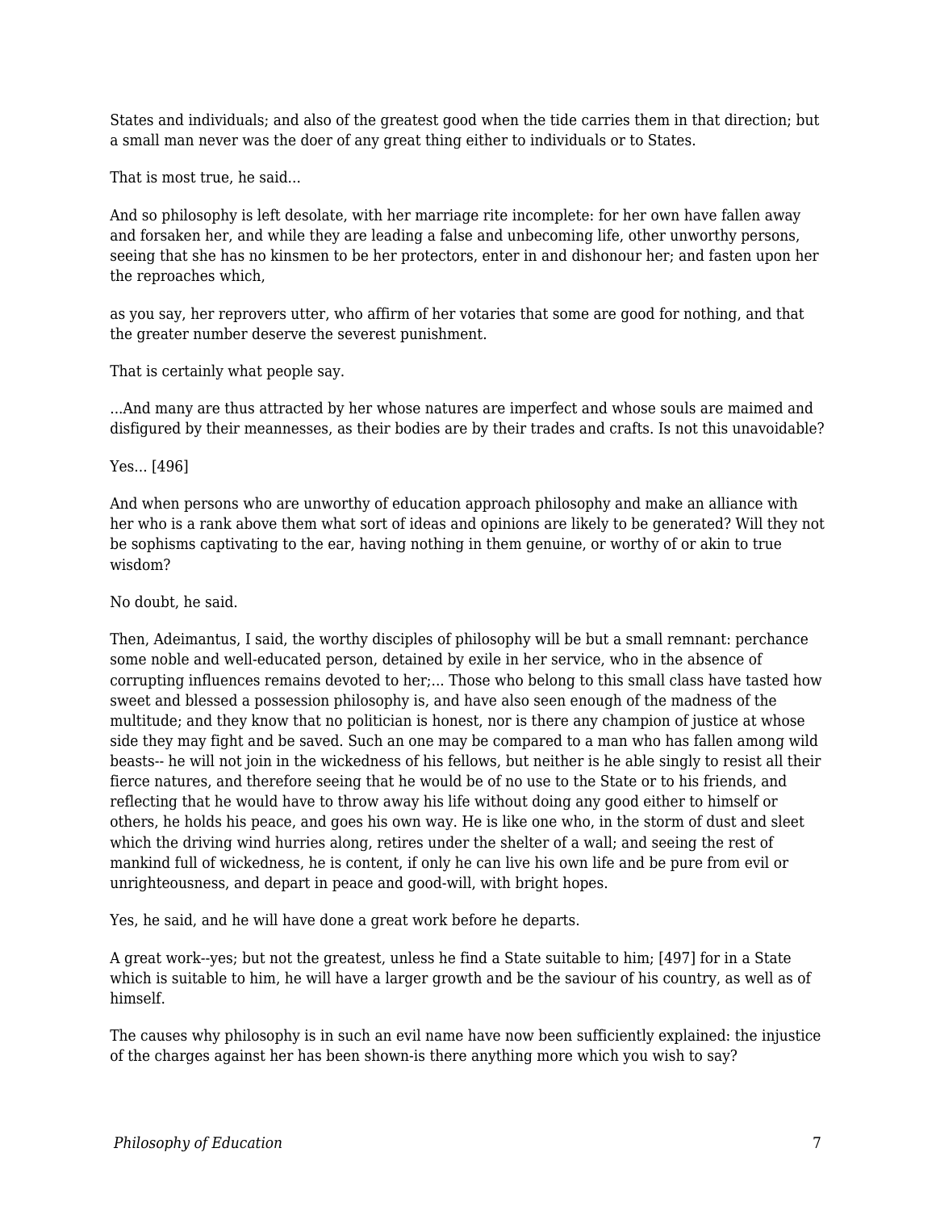States and individuals; and also of the greatest good when the tide carries them in that direction; but a small man never was the doer of any great thing either to individuals or to States.

That is most true, he said...

And so philosophy is left desolate, with her marriage rite incomplete: for her own have fallen away and forsaken her, and while they are leading a false and unbecoming life, other unworthy persons, seeing that she has no kinsmen to be her protectors, enter in and dishonour her; and fasten upon her the reproaches which,

as you say, her reprovers utter, who affirm of her votaries that some are good for nothing, and that the greater number deserve the severest punishment.

That is certainly what people say.

...And many are thus attracted by her whose natures are imperfect and whose souls are maimed and disfigured by their meannesses, as their bodies are by their trades and crafts. Is not this unavoidable?

Yes... [496]

And when persons who are unworthy of education approach philosophy and make an alliance with her who is a rank above them what sort of ideas and opinions are likely to be generated? Will they not be sophisms captivating to the ear, having nothing in them genuine, or worthy of or akin to true wisdom?

No doubt, he said.

Then, Adeimantus, I said, the worthy disciples of philosophy will be but a small remnant: perchance some noble and well-educated person, detained by exile in her service, who in the absence of corrupting influences remains devoted to her;... Those who belong to this small class have tasted how sweet and blessed a possession philosophy is, and have also seen enough of the madness of the multitude; and they know that no politician is honest, nor is there any champion of justice at whose side they may fight and be saved. Such an one may be compared to a man who has fallen among wild beasts-- he will not join in the wickedness of his fellows, but neither is he able singly to resist all their fierce natures, and therefore seeing that he would be of no use to the State or to his friends, and reflecting that he would have to throw away his life without doing any good either to himself or others, he holds his peace, and goes his own way. He is like one who, in the storm of dust and sleet which the driving wind hurries along, retires under the shelter of a wall; and seeing the rest of mankind full of wickedness, he is content, if only he can live his own life and be pure from evil or unrighteousness, and depart in peace and good-will, with bright hopes.

Yes, he said, and he will have done a great work before he departs.

A great work--yes; but not the greatest, unless he find a State suitable to him; [497] for in a State which is suitable to him, he will have a larger growth and be the saviour of his country, as well as of himself.

The causes why philosophy is in such an evil name have now been sufficiently explained: the injustice of the charges against her has been shown-is there anything more which you wish to say?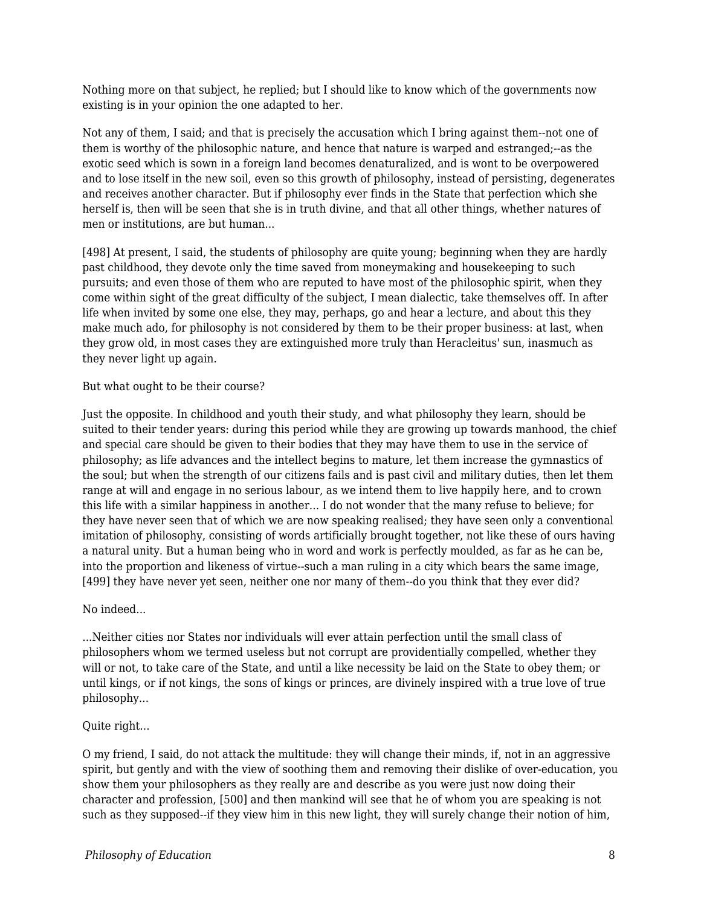Nothing more on that subject, he replied; but I should like to know which of the governments now existing is in your opinion the one adapted to her.

Not any of them, I said; and that is precisely the accusation which I bring against them--not one of them is worthy of the philosophic nature, and hence that nature is warped and estranged;--as the exotic seed which is sown in a foreign land becomes denaturalized, and is wont to be overpowered and to lose itself in the new soil, even so this growth of philosophy, instead of persisting, degenerates and receives another character. But if philosophy ever finds in the State that perfection which she herself is, then will be seen that she is in truth divine, and that all other things, whether natures of men or institutions, are but human...

[498] At present, I said, the students of philosophy are quite young; beginning when they are hardly past childhood, they devote only the time saved from moneymaking and housekeeping to such pursuits; and even those of them who are reputed to have most of the philosophic spirit, when they come within sight of the great difficulty of the subject, I mean dialectic, take themselves off. In after life when invited by some one else, they may, perhaps, go and hear a lecture, and about this they make much ado, for philosophy is not considered by them to be their proper business: at last, when they grow old, in most cases they are extinguished more truly than Heracleitus' sun, inasmuch as they never light up again.

But what ought to be their course?

Just the opposite. In childhood and youth their study, and what philosophy they learn, should be suited to their tender years: during this period while they are growing up towards manhood, the chief and special care should be given to their bodies that they may have them to use in the service of philosophy; as life advances and the intellect begins to mature, let them increase the gymnastics of the soul; but when the strength of our citizens fails and is past civil and military duties, then let them range at will and engage in no serious labour, as we intend them to live happily here, and to crown this life with a similar happiness in another... I do not wonder that the many refuse to believe; for they have never seen that of which we are now speaking realised; they have seen only a conventional imitation of philosophy, consisting of words artificially brought together, not like these of ours having a natural unity. But a human being who in word and work is perfectly moulded, as far as he can be, into the proportion and likeness of virtue--such a man ruling in a city which bears the same image, [499] they have never yet seen, neither one nor many of them--do you think that they ever did?

No indeed...

...Neither cities nor States nor individuals will ever attain perfection until the small class of philosophers whom we termed useless but not corrupt are providentially compelled, whether they will or not, to take care of the State, and until a like necessity be laid on the State to obey them; or until kings, or if not kings, the sons of kings or princes, are divinely inspired with a true love of true philosophy...

Quite right...

O my friend, I said, do not attack the multitude: they will change their minds, if, not in an aggressive spirit, but gently and with the view of soothing them and removing their dislike of over-education, you show them your philosophers as they really are and describe as you were just now doing their character and profession, [500] and then mankind will see that he of whom you are speaking is not such as they supposed--if they view him in this new light, they will surely change their notion of him,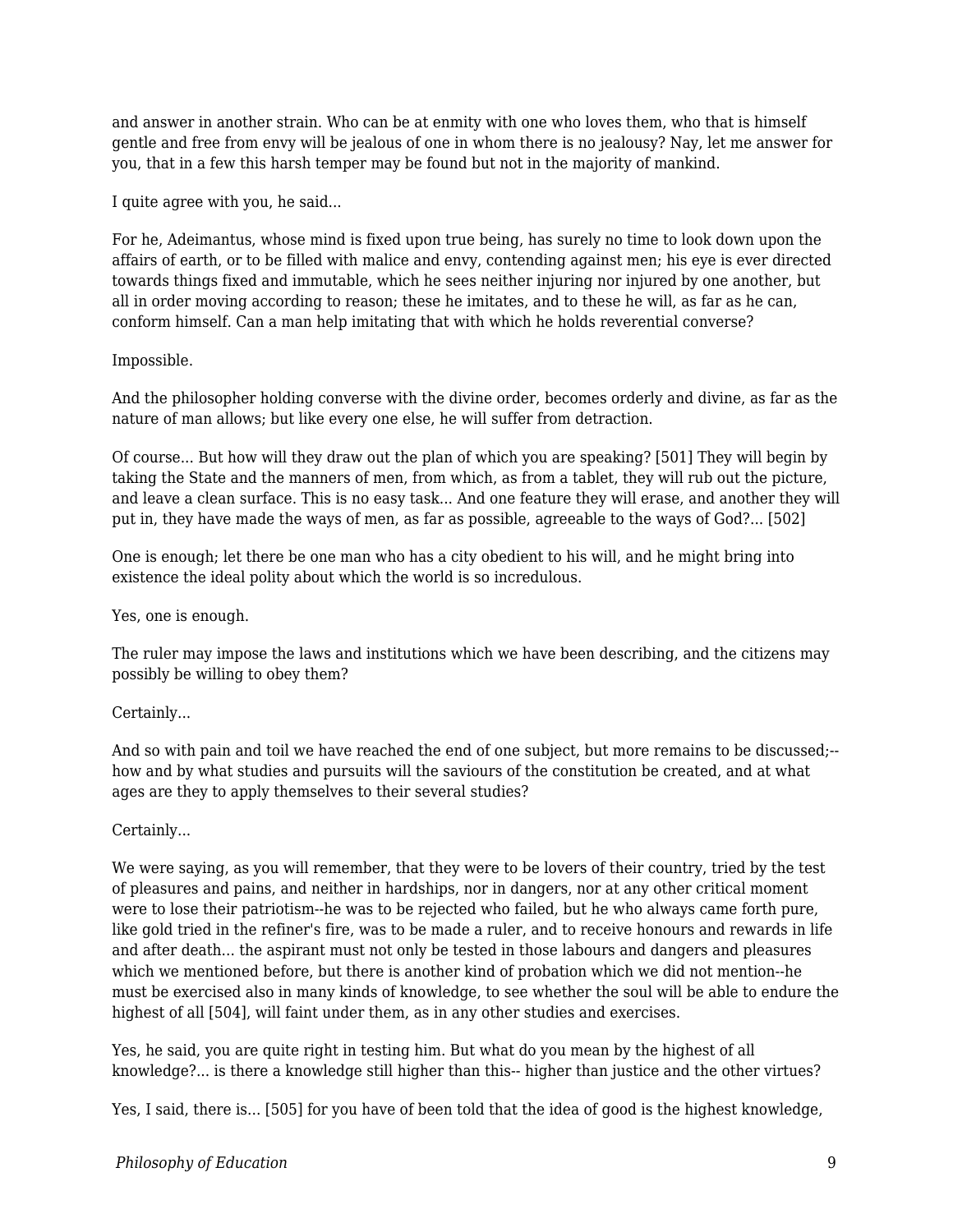and answer in another strain. Who can be at enmity with one who loves them, who that is himself gentle and free from envy will be jealous of one in whom there is no jealousy? Nay, let me answer for you, that in a few this harsh temper may be found but not in the majority of mankind.

I quite agree with you, he said...

For he, Adeimantus, whose mind is fixed upon true being, has surely no time to look down upon the affairs of earth, or to be filled with malice and envy, contending against men; his eye is ever directed towards things fixed and immutable, which he sees neither injuring nor injured by one another, but all in order moving according to reason; these he imitates, and to these he will, as far as he can, conform himself. Can a man help imitating that with which he holds reverential converse?

Impossible.

And the philosopher holding converse with the divine order, becomes orderly and divine, as far as the nature of man allows; but like every one else, he will suffer from detraction.

Of course... But how will they draw out the plan of which you are speaking? [501] They will begin by taking the State and the manners of men, from which, as from a tablet, they will rub out the picture, and leave a clean surface. This is no easy task... And one feature they will erase, and another they will put in, they have made the ways of men, as far as possible, agreeable to the ways of God?... [502]

One is enough; let there be one man who has a city obedient to his will, and he might bring into existence the ideal polity about which the world is so incredulous.

Yes, one is enough.

The ruler may impose the laws and institutions which we have been describing, and the citizens may possibly be willing to obey them?

Certainly...

And so with pain and toil we have reached the end of one subject, but more remains to be discussed;--how and by what studies and pursuits will the saviours of the constitution be created, and at what ages are they to apply themselves to their several studies?

Certainly...

We were saying, as you will remember, that they were to be lovers of their country, tried by the test of pleasures and pains, and neither in hardships, nor in dangers, nor at any other critical moment were to lose their patriotism--he was to be rejected who failed, but he who always came forth pure, like gold tried in the refiner's fire, was to be made a ruler, and to receive honours and rewards in life and after death... the aspirant must not only be tested in those labours and dangers and pleasures which we mentioned before, but there is another kind of probation which we did not mention--he must be exercised also in many kinds of knowledge, to see whether the soul will be able to endure the highest of all [504], will faint under them, as in any other studies and exercises.

Yes, he said, you are quite right in testing him. But what do you mean by the highest of all knowledge?... is there a knowledge still higher than this-- higher than justice and the other virtues?

Yes, I said, there is... [505] for you have of been told that the idea of good is the highest knowledge,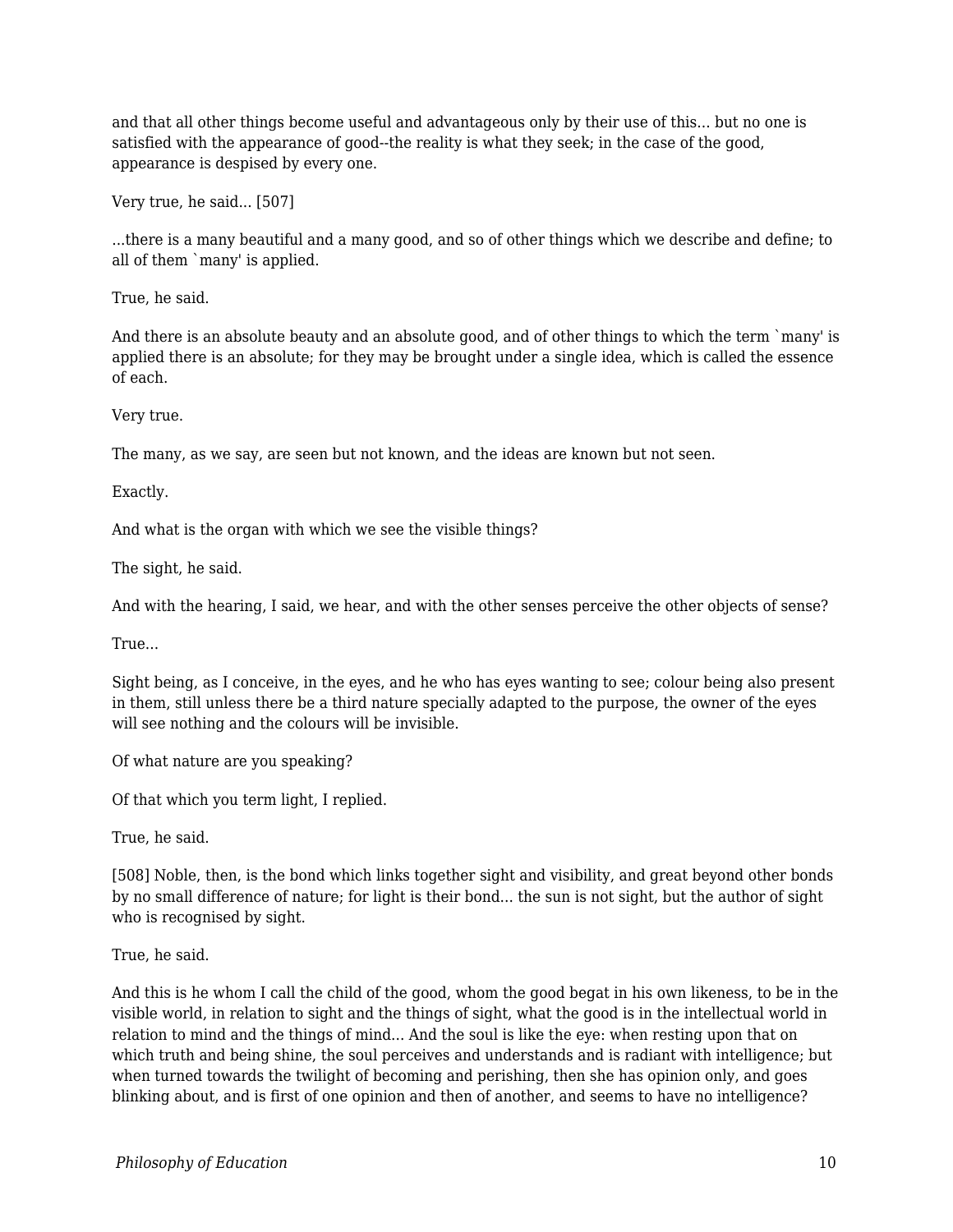and that all other things become useful and advantageous only by their use of this... but no one is satisfied with the appearance of good--the reality is what they seek; in the case of the good, appearance is despised by every one.

Very true, he said... [507]

...there is a many beautiful and a many good, and so of other things which we describe and define; to all of them `many' is applied.

True, he said.

And there is an absolute beauty and an absolute good, and of other things to which the term `many' is applied there is an absolute; for they may be brought under a single idea, which is called the essence of each.

Very true.

The many, as we say, are seen but not known, and the ideas are known but not seen.

Exactly.

And what is the organ with which we see the visible things?

The sight, he said.

And with the hearing, I said, we hear, and with the other senses perceive the other objects of sense?

True...

Sight being, as I conceive, in the eyes, and he who has eyes wanting to see; colour being also present in them, still unless there be a third nature specially adapted to the purpose, the owner of the eyes will see nothing and the colours will be invisible.

Of what nature are you speaking?

Of that which you term light, I replied.

True, he said.

[508] Noble, then, is the bond which links together sight and visibility, and great beyond other bonds by no small difference of nature; for light is their bond... the sun is not sight, but the author of sight who is recognised by sight.

True, he said.

And this is he whom I call the child of the good, whom the good begat in his own likeness, to be in the visible world, in relation to sight and the things of sight, what the good is in the intellectual world in relation to mind and the things of mind... And the soul is like the eye: when resting upon that on which truth and being shine, the soul perceives and understands and is radiant with intelligence; but when turned towards the twilight of becoming and perishing, then she has opinion only, and goes blinking about, and is first of one opinion and then of another, and seems to have no intelligence?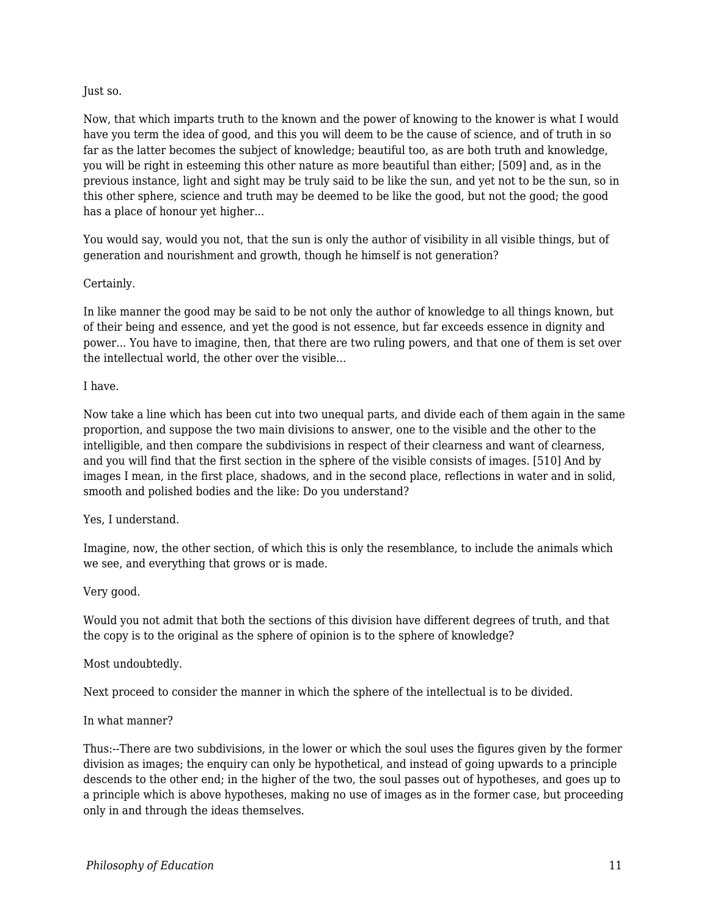Just so.

Now, that which imparts truth to the known and the power of knowing to the knower is what I would have you term the idea of good, and this you will deem to be the cause of science, and of truth in so far as the latter becomes the subject of knowledge; beautiful too, as are both truth and knowledge, you will be right in esteeming this other nature as more beautiful than either; [509] and, as in the previous instance, light and sight may be truly said to be like the sun, and yet not to be the sun, so in this other sphere, science and truth may be deemed to be like the good, but not the good; the good has a place of honour yet higher...

You would say, would you not, that the sun is only the author of visibility in all visible things, but of generation and nourishment and growth, though he himself is not generation?

Certainly.

In like manner the good may be said to be not only the author of knowledge to all things known, but of their being and essence, and yet the good is not essence, but far exceeds essence in dignity and power... You have to imagine, then, that there are two ruling powers, and that one of them is set over the intellectual world, the other over the visible...

I have.

Now take a line which has been cut into two unequal parts, and divide each of them again in the same proportion, and suppose the two main divisions to answer, one to the visible and the other to the intelligible, and then compare the subdivisions in respect of their clearness and want of clearness, and you will find that the first section in the sphere of the visible consists of images. [510] And by images I mean, in the first place, shadows, and in the second place, reflections in water and in solid, smooth and polished bodies and the like: Do you understand?

Yes, I understand.

Imagine, now, the other section, of which this is only the resemblance, to include the animals which we see, and everything that grows or is made.

Very good.

Would you not admit that both the sections of this division have different degrees of truth, and that the copy is to the original as the sphere of opinion is to the sphere of knowledge?

Most undoubtedly.

Next proceed to consider the manner in which the sphere of the intellectual is to be divided.

In what manner?

Thus:--There are two subdivisions, in the lower or which the soul uses the figures given by the former division as images; the enquiry can only be hypothetical, and instead of going upwards to a principle descends to the other end; in the higher of the two, the soul passes out of hypotheses, and goes up to a principle which is above hypotheses, making no use of images as in the former case, but proceeding only in and through the ideas themselves.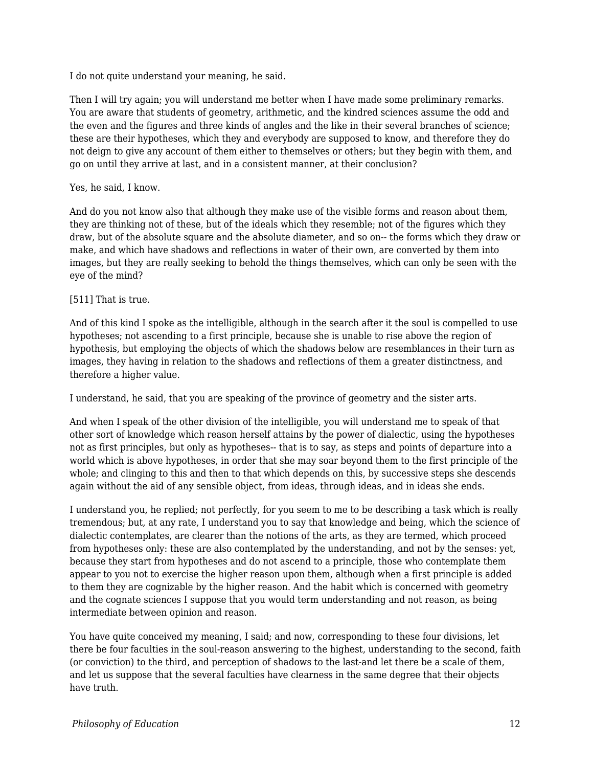I do not quite understand your meaning, he said.

Then I will try again; you will understand me better when I have made some preliminary remarks. You are aware that students of geometry, arithmetic, and the kindred sciences assume the odd and the even and the figures and three kinds of angles and the like in their several branches of science; these are their hypotheses, which they and everybody are supposed to know, and therefore they do not deign to give any account of them either to themselves or others; but they begin with them, and go on until they arrive at last, and in a consistent manner, at their conclusion?

Yes, he said, I know.

And do you not know also that although they make use of the visible forms and reason about them, they are thinking not of these, but of the ideals which they resemble; not of the figures which they draw, but of the absolute square and the absolute diameter, and so on-- the forms which they draw or make, and which have shadows and reflections in water of their own, are converted by them into images, but they are really seeking to behold the things themselves, which can only be seen with the eye of the mind?

[511] That is true.

And of this kind I spoke as the intelligible, although in the search after it the soul is compelled to use hypotheses; not ascending to a first principle, because she is unable to rise above the region of hypothesis, but employing the objects of which the shadows below are resemblances in their turn as images, they having in relation to the shadows and reflections of them a greater distinctness, and therefore a higher value.

I understand, he said, that you are speaking of the province of geometry and the sister arts.

And when I speak of the other division of the intelligible, you will understand me to speak of that other sort of knowledge which reason herself attains by the power of dialectic, using the hypotheses not as first principles, but only as hypotheses-- that is to say, as steps and points of departure into a world which is above hypotheses, in order that she may soar beyond them to the first principle of the whole; and clinging to this and then to that which depends on this, by successive steps she descends again without the aid of any sensible object, from ideas, through ideas, and in ideas she ends.

I understand you, he replied; not perfectly, for you seem to me to be describing a task which is really tremendous; but, at any rate, I understand you to say that knowledge and being, which the science of dialectic contemplates, are clearer than the notions of the arts, as they are termed, which proceed from hypotheses only: these are also contemplated by the understanding, and not by the senses: yet, because they start from hypotheses and do not ascend to a principle, those who contemplate them appear to you not to exercise the higher reason upon them, although when a first principle is added to them they are cognizable by the higher reason. And the habit which is concerned with geometry and the cognate sciences I suppose that you would term understanding and not reason, as being intermediate between opinion and reason.

You have quite conceived my meaning, I said; and now, corresponding to these four divisions, let there be four faculties in the soul-reason answering to the highest, understanding to the second, faith (or conviction) to the third, and perception of shadows to the last-and let there be a scale of them, and let us suppose that the several faculties have clearness in the same degree that their objects have truth.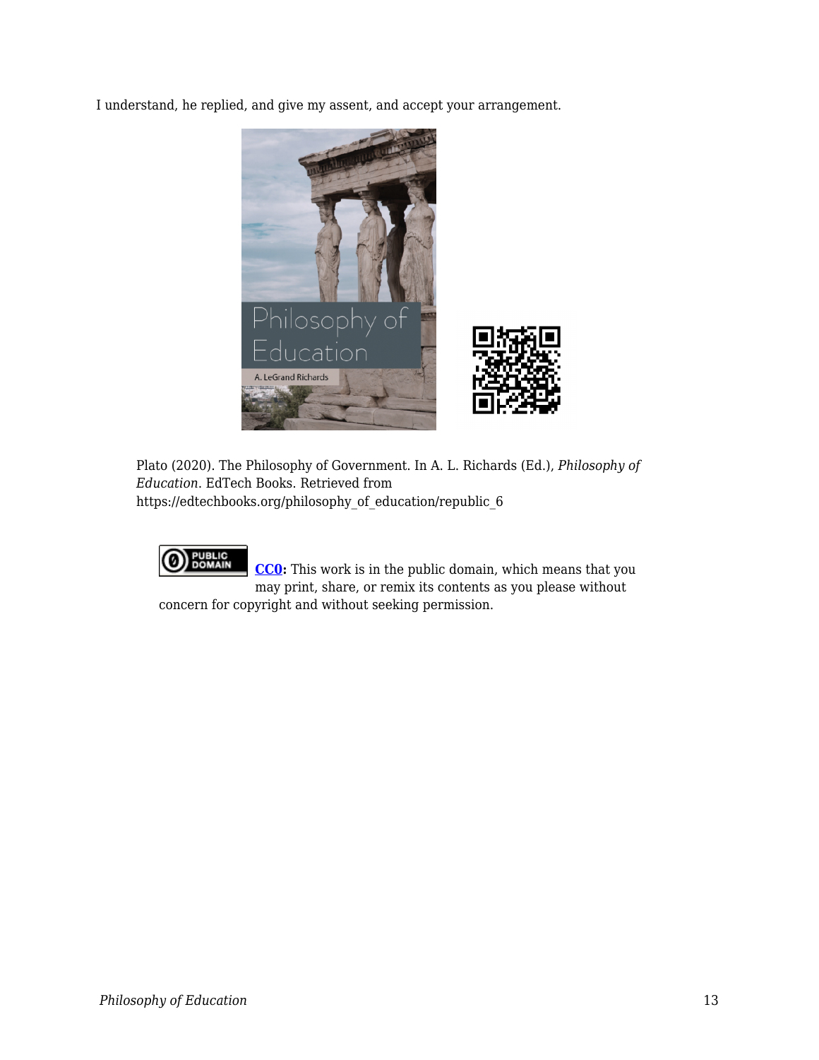I understand, he replied, and give my assent, and accept your arrangement.

Plato (2020). The Philosophy of Government. In A. L. Richards (Ed.), *Philosophy of Education*. EdTech Books. Retrieved from https://edtechbooks.org/philosophy_of_education/republic_6

**CC0:** This work is in the public domain, which means that you may print, share, or remix its contents as you please without concern for copyright and without seeking permission.